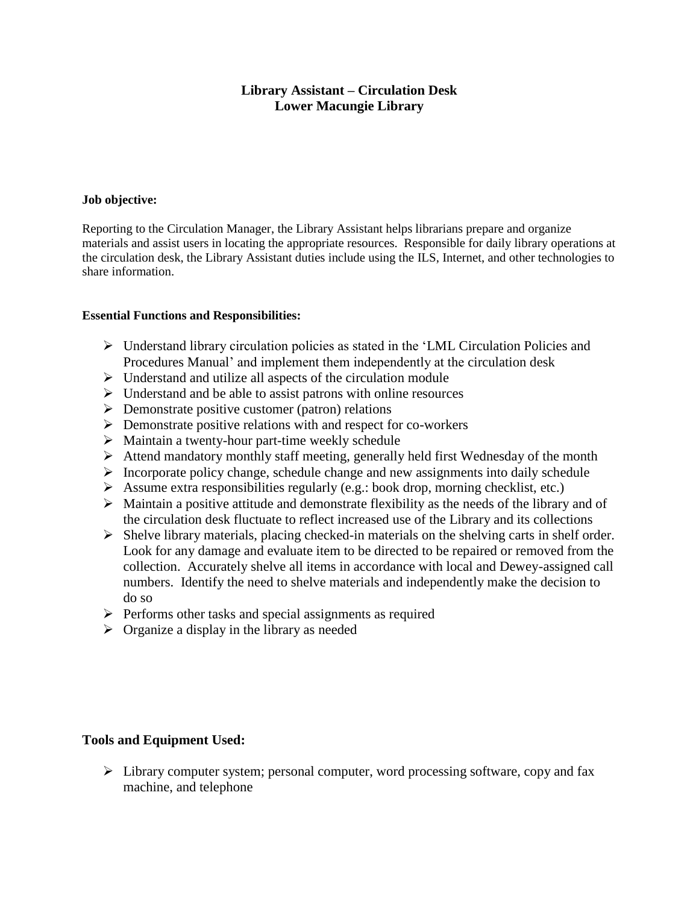# Library Assistant – Circulation Desk
# Lower Macungie Library

**Job objective:**

Reporting to the Circulation Manager, the Library Assistant helps librarians prepare and organize materials and assist users in locating the appropriate resources. Responsible for daily library operations at the circulation desk, the Library Assistant duties include using the ILS, Internet, and other technologies to share information.

**Essential Functions and Responsibilities:**

- Understand library circulation policies as stated in the 'LML Circulation Policies and Procedures Manual' and implement them independently at the circulation desk
- Understand and utilize all aspects of the circulation module
- Understand and be able to assist patrons with online resources
- Demonstrate positive customer (patron) relations
- Demonstrate positive relations with and respect for co-workers
- Maintain a twenty-hour part-time weekly schedule
- Attend mandatory monthly staff meeting, generally held first Wednesday of the month
- Incorporate policy change, schedule change and new assignments into daily schedule
- Assume extra responsibilities regularly (e.g.: book drop, morning checklist, etc.)
- Maintain a positive attitude and demonstrate flexibility as the needs of the library and of the circulation desk fluctuate to reflect increased use of the Library and its collections
- Shelve library materials, placing checked-in materials on the shelving carts in shelf order. Look for any damage and evaluate item to be directed to be repaired or removed from the collection. Accurately shelve all items in accordance with local and Dewey-assigned call numbers. Identify the need to shelve materials and independently make the decision to do so
- Performs other tasks and special assignments as required
- Organize a display in the library as needed

## Tools and Equipment Used:

- Library computer system; personal computer, word processing software, copy and fax machine, and telephone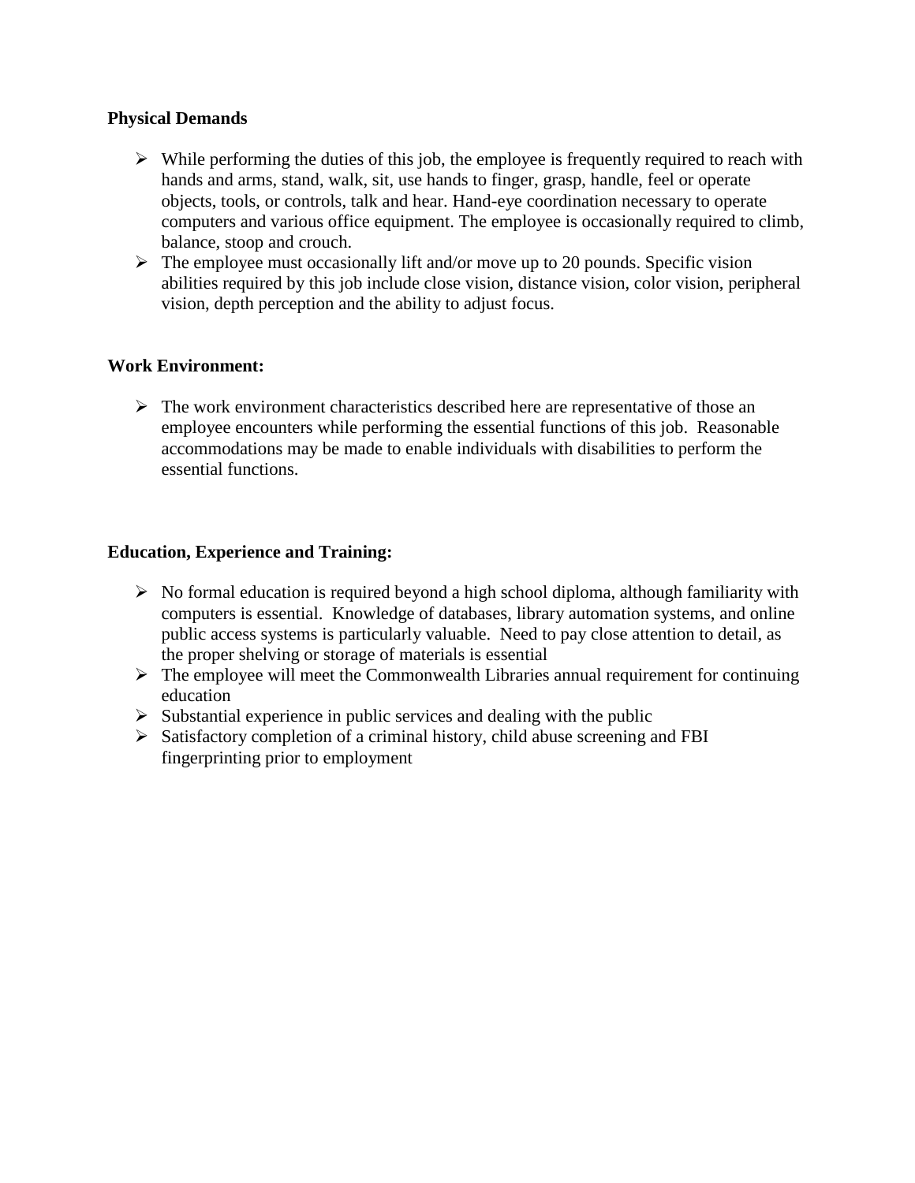**Physical Demands**

- While performing the duties of this job, the employee is frequently required to reach with hands and arms, stand, walk, sit, use hands to finger, grasp, handle, feel or operate objects, tools, or controls, talk and hear. Hand-eye coordination necessary to operate computers and various office equipment. The employee is occasionally required to climb, balance, stoop and crouch.
- The employee must occasionally lift and/or move up to 20 pounds. Specific vision abilities required by this job include close vision, distance vision, color vision, peripheral vision, depth perception and the ability to adjust focus.

**Work Environment:**

- The work environment characteristics described here are representative of those an employee encounters while performing the essential functions of this job. Reasonable accommodations may be made to enable individuals with disabilities to perform the essential functions.

**Education, Experience and Training:**

- No formal education is required beyond a high school diploma, although familiarity with computers is essential. Knowledge of databases, library automation systems, and online public access systems is particularly valuable. Need to pay close attention to detail, as the proper shelving or storage of materials is essential
- The employee will meet the Commonwealth Libraries annual requirement for continuing education
- Substantial experience in public services and dealing with the public
- Satisfactory completion of a criminal history, child abuse screening and FBI fingerprinting prior to employment